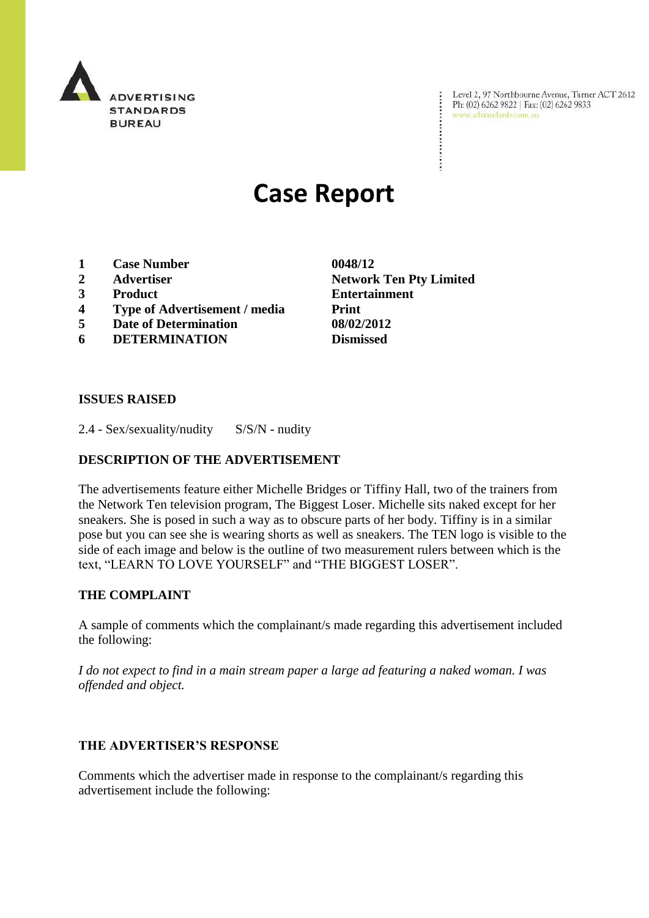ADVERTISING STANDARDS BUREAU

Level 2, 97 Northbourne Avenue, Turner ACT 2612
Ph: (02) 6262 9822 | Fax: (02) 6262 9833
www.adstandards.com.au

# Case Report

| | | |
|---|---|---|
| **1** | **Case Number** | **0048/12** |
| **2** | **Advertiser** | **Network Ten Pty Limited** |
| **3** | **Product** | **Entertainment** |
| **4** | **Type of Advertisement / media** | **Print** |
| **5** | **Date of Determination** | **08/02/2012** |
| **6** | **DETERMINATION** | **Dismissed** |

## ISSUES RAISED

2.4 - Sex/sexuality/nudity S/S/N - nudity

## DESCRIPTION OF THE ADVERTISEMENT

The advertisements feature either Michelle Bridges or Tiffiny Hall, two of the trainers from the Network Ten television program, The Biggest Loser. Michelle sits naked except for her sneakers. She is posed in such a way as to obscure parts of her body. Tiffiny is in a similar pose but you can see she is wearing shorts as well as sneakers. The TEN logo is visible to the side of each image and below is the outline of two measurement rulers between which is the text, "LEARN TO LOVE YOURSELF" and "THE BIGGEST LOSER".

## THE COMPLAINT

A sample of comments which the complainant/s made regarding this advertisement included the following:

*I do not expect to find in a main stream paper a large ad featuring a naked woman. I was offended and object.*

## THE ADVERTISER'S RESPONSE

Comments which the advertiser made in response to the complainant/s regarding this advertisement include the following: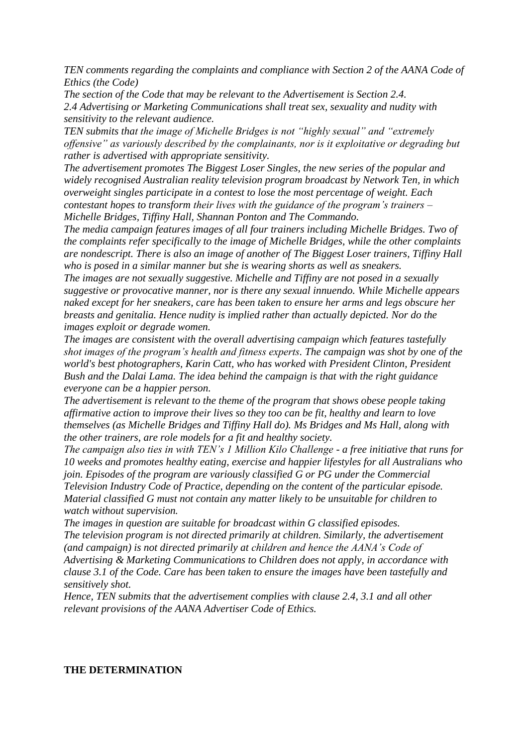*TEN comments regarding the complaints and compliance with Section 2 of the AANA Code of Ethics (the Code)*

*The section of the Code that may be relevant to the Advertisement is Section 2.4.*

*2.4 Advertising or Marketing Communications shall treat sex, sexuality and nudity with sensitivity to the relevant audience.*

*TEN submits that the image of Michelle Bridges is not "highly sexual" and "extremely offensive" as variously described by the complainants, nor is it exploitative or degrading but rather is advertised with appropriate sensitivity.*

*The advertisement promotes The Biggest Loser Singles, the new series of the popular and widely recognised Australian reality television program broadcast by Network Ten, in which overweight singles participate in a contest to lose the most percentage of weight. Each contestant hopes to transform their lives with the guidance of the program's trainers – Michelle Bridges, Tiffiny Hall, Shannan Ponton and The Commando.*

*The media campaign features images of all four trainers including Michelle Bridges. Two of the complaints refer specifically to the image of Michelle Bridges, while the other complaints are nondescript. There is also an image of another of The Biggest Loser trainers, Tiffiny Hall who is posed in a similar manner but she is wearing shorts as well as sneakers.*

*The images are not sexually suggestive. Michelle and Tiffiny are not posed in a sexually suggestive or provocative manner, nor is there any sexual innuendo. While Michelle appears naked except for her sneakers, care has been taken to ensure her arms and legs obscure her breasts and genitalia. Hence nudity is implied rather than actually depicted. Nor do the images exploit or degrade women.*

*The images are consistent with the overall advertising campaign which features tastefully shot images of the program's health and fitness experts. The campaign was shot by one of the world's best photographers, Karin Catt, who has worked with President Clinton, President Bush and the Dalai Lama. The idea behind the campaign is that with the right guidance everyone can be a happier person.*

*The advertisement is relevant to the theme of the program that shows obese people taking affirmative action to improve their lives so they too can be fit, healthy and learn to love themselves (as Michelle Bridges and Tiffiny Hall do). Ms Bridges and Ms Hall, along with the other trainers, are role models for a fit and healthy society.*

*The campaign also ties in with TEN's 1 Million Kilo Challenge - a free initiative that runs for 10 weeks and promotes healthy eating, exercise and happier lifestyles for all Australians who join. Episodes of the program are variously classified G or PG under the Commercial Television Industry Code of Practice, depending on the content of the particular episode. Material classified G must not contain any matter likely to be unsuitable for children to watch without supervision.*

*The images in question are suitable for broadcast within G classified episodes.*

*The television program is not directed primarily at children. Similarly, the advertisement (and campaign) is not directed primarily at children and hence the AANA's Code of Advertising & Marketing Communications to Children does not apply, in accordance with clause 3.1 of the Code. Care has been taken to ensure the images have been tastefully and sensitively shot.*

*Hence, TEN submits that the advertisement complies with clause 2.4, 3.1 and all other relevant provisions of the AANA Advertiser Code of Ethics.*

**THE DETERMINATION**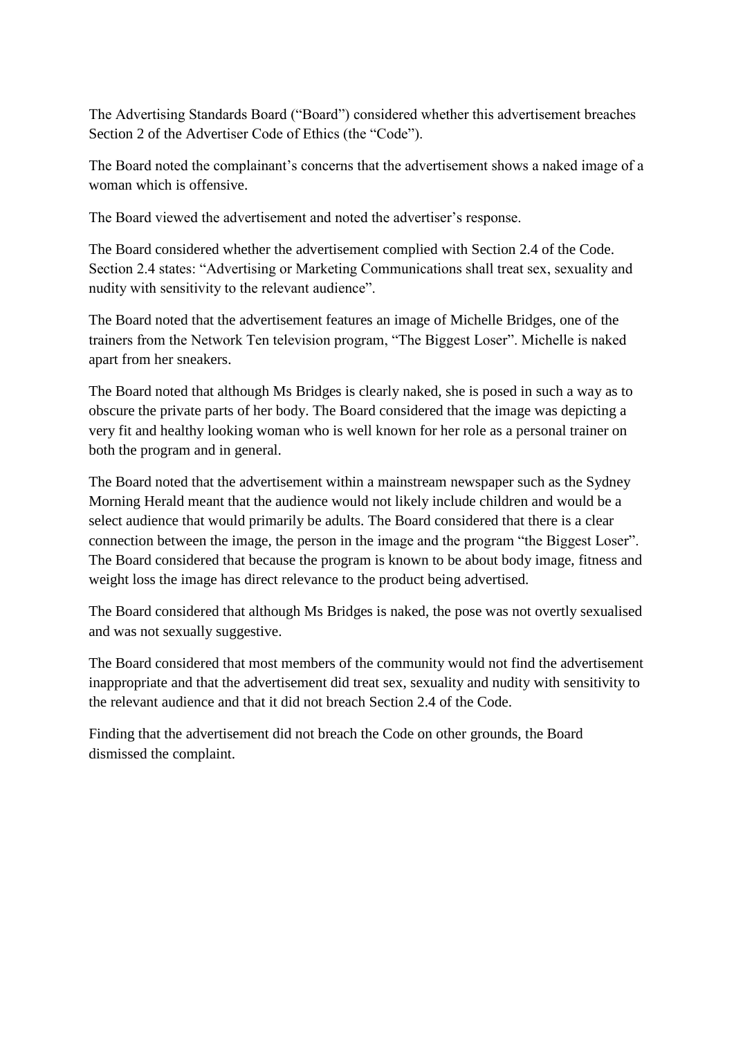The Advertising Standards Board ("Board") considered whether this advertisement breaches Section 2 of the Advertiser Code of Ethics (the "Code").

The Board noted the complainant's concerns that the advertisement shows a naked image of a woman which is offensive.

The Board viewed the advertisement and noted the advertiser's response.

The Board considered whether the advertisement complied with Section 2.4 of the Code. Section 2.4 states: "Advertising or Marketing Communications shall treat sex, sexuality and nudity with sensitivity to the relevant audience".

The Board noted that the advertisement features an image of Michelle Bridges, one of the trainers from the Network Ten television program, "The Biggest Loser". Michelle is naked apart from her sneakers.

The Board noted that although Ms Bridges is clearly naked, she is posed in such a way as to obscure the private parts of her body. The Board considered that the image was depicting a very fit and healthy looking woman who is well known for her role as a personal trainer on both the program and in general.

The Board noted that the advertisement within a mainstream newspaper such as the Sydney Morning Herald meant that the audience would not likely include children and would be a select audience that would primarily be adults. The Board considered that there is a clear connection between the image, the person in the image and the program "the Biggest Loser". The Board considered that because the program is known to be about body image, fitness and weight loss the image has direct relevance to the product being advertised.

The Board considered that although Ms Bridges is naked, the pose was not overtly sexualised and was not sexually suggestive.

The Board considered that most members of the community would not find the advertisement inappropriate and that the advertisement did treat sex, sexuality and nudity with sensitivity to the relevant audience and that it did not breach Section 2.4 of the Code.

Finding that the advertisement did not breach the Code on other grounds, the Board dismissed the complaint.